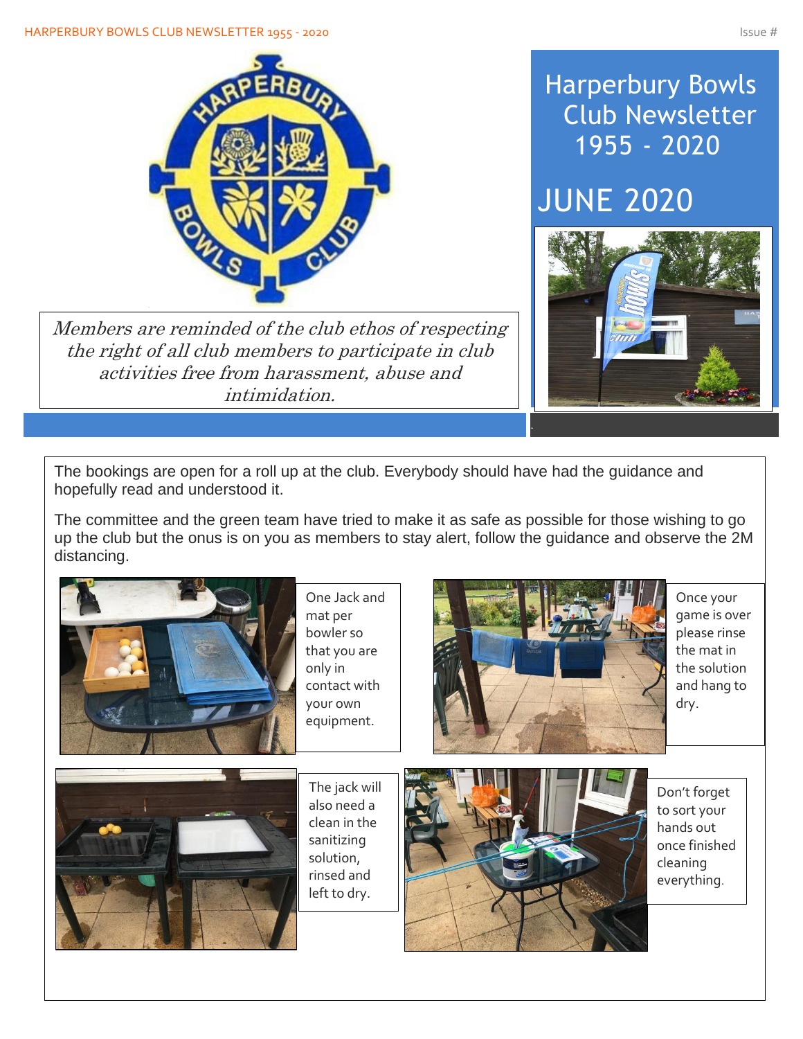# Harperbury Bowls Club Newsletter 1955 - 2020

## JUNE 2020

*Members are reminded of the club ethos of respecting the right of all club members to participate in club activities free from harassment, abuse and intimidation.*

The bookings are open for a roll up at the club. Everybody should have had the guidance and hopefully read and understood it.

The committee and the green team have tried to make it as safe as possible for those wishing to go up the club but the onus is on you as members to stay alert, follow the guidance and observe the 2M distancing.

One Jack and mat per bowler so that you are only in contact with your own equipment.

Once your game is over please rinse the mat in the solution and hang to dry.

The jack will also need a clean in the sanitizing solution, rinsed and left to dry.

Don't forget to sort your hands out once finished cleaning everything.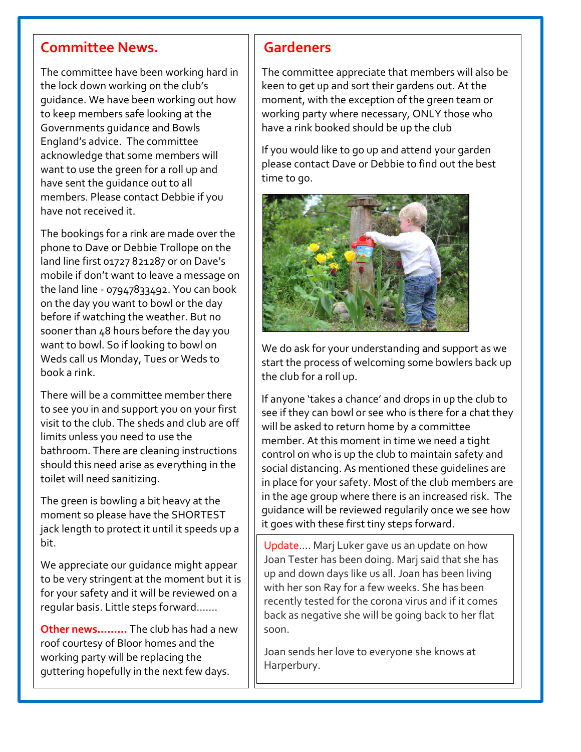## Committee News.

The committee have been working hard in the lock down working on the club's guidance. We have been working out how to keep members safe looking at the Governments guidance and Bowls England's advice. The committee acknowledge that some members will want to use the green for a roll up and have sent the guidance out to all members. Please contact Debbie if you have not received it.

The bookings for a rink are made over the phone to Dave or Debbie Trollope on the land line first 01727 821287 or on Dave's mobile if don't want to leave a message on the land line - 07947833492. You can book on the day you want to bowl or the day before if watching the weather. But no sooner than 48 hours before the day you want to bowl. So if looking to bowl on Weds call us Monday, Tues or Weds to book a rink.

There will be a committee member there to see you in and support you on your first visit to the club. The sheds and club are off limits unless you need to use the bathroom. There are cleaning instructions should this need arise as everything in the toilet will need sanitizing.

The green is bowling a bit heavy at the moment so please have the SHORTEST jack length to protect it until it speeds up a bit.

We appreciate our guidance might appear to be very stringent at the moment but it is for your safety and it will be reviewed on a regular basis. Little steps forward.......

**Other news.........** The club has had a new roof courtesy of Bloor homes and the working party will be replacing the guttering hopefully in the next few days.

## Gardeners

The committee appreciate that members will also be keen to get up and sort their gardens out. At the moment, with the exception of the green team or working party where necessary, ONLY those who have a rink booked should be up the club

If you would like to go up and attend your garden please contact Dave or Debbie to find out the best time to go.

We do ask for your understanding and support as we start the process of welcoming some bowlers back up the club for a roll up.

If anyone 'takes a chance' and drops in up the club to see if they can bowl or see who is there for a chat they will be asked to return home by a committee member. At this moment in time we need a tight control on who is up the club to maintain safety and social distancing. As mentioned these guidelines are in place for your safety. Most of the club members are in the age group where there is an increased risk. The guidance will be reviewed regularly once we see how it goes with these first tiny steps forward.

Update.... Marj Luker gave us an update on how Joan Tester has been doing. Marj said that she has up and down days like us all. Joan has been living with her son Ray for a few weeks. She has been recently tested for the corona virus and if it comes back as negative she will be going back to her flat soon.

Joan sends her love to everyone she knows at Harperbury.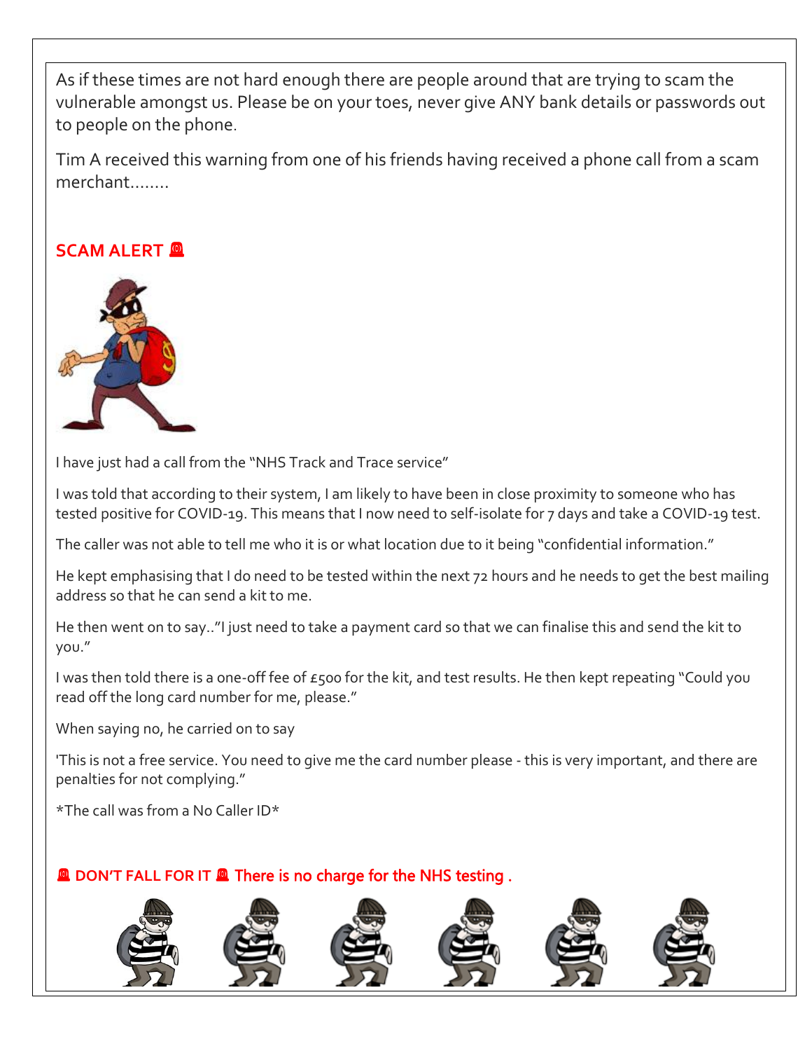As if these times are not hard enough there are people around that are trying to scam the vulnerable amongst us. Please be on your toes, never give ANY bank details or passwords out to people on the phone.

Tim A received this warning from one of his friends having received a phone call from a scam merchant........

**SCAM ALERT 🚨**

I have just had a call from the "NHS Track and Trace service"

I was told that according to their system, I am likely to have been in close proximity to someone who has tested positive for COVID-19. This means that I now need to self-isolate for 7 days and take a COVID-19 test.

The caller was not able to tell me who it is or what location due to it being "confidential information."

He kept emphasising that I do need to be tested within the next 72 hours and he needs to get the best mailing address so that he can send a kit to me.

He then went on to say.."I just need to take a payment card so that we can finalise this and send the kit to you."

I was then told there is a one-off fee of £500 for the kit, and test results. He then kept repeating "Could you read off the long card number for me, please."

When saying no, he carried on to say

'This is not a free service. You need to give me the card number please - this is very important, and there are penalties for not complying."

*The call was from a No Caller ID*

**🚨 DON'T FALL FOR IT 🚨 There is no charge for the NHS testing .**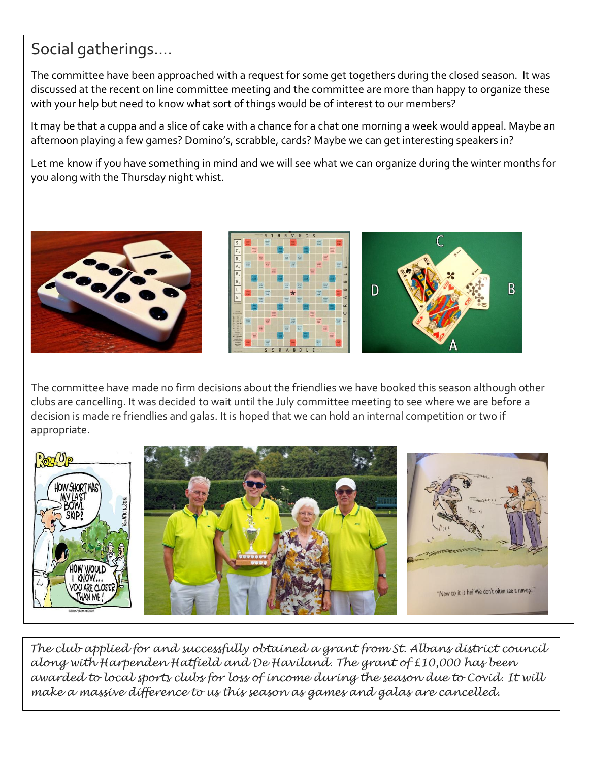## Social gatherings….

The committee have been approached with a request for some get togethers during the closed season. It was discussed at the recent on line committee meeting and the committee are more than happy to organize these with your help but need to know what sort of things would be of interest to our members?

It may be that a cuppa and a slice of cake with a chance for a chat one morning a week would appeal. Maybe an afternoon playing a few games? Domino's, scrabble, cards? Maybe we can get interesting speakers in?

Let me know if you have something in mind and we will see what we can organize during the winter months for you along with the Thursday night whist.

The committee have made no firm decisions about the friendlies we have booked this season although other clubs are cancelling. It was decided to wait until the July committee meeting to see where we are before a decision is made re friendlies and galas. It is hoped that we can hold an internal competition or two if appropriate.

"New to it is he? We don't often see a run-up..."

*The club applied for and successfully obtained a grant from St. Albans district council along with Harpenden Hatfield and De Haviland. The grant of £10,000 has been awarded to local sports clubs for loss of income during the season due to Covid. It will make a massive difference to us this season as games and galas are cancelled.*